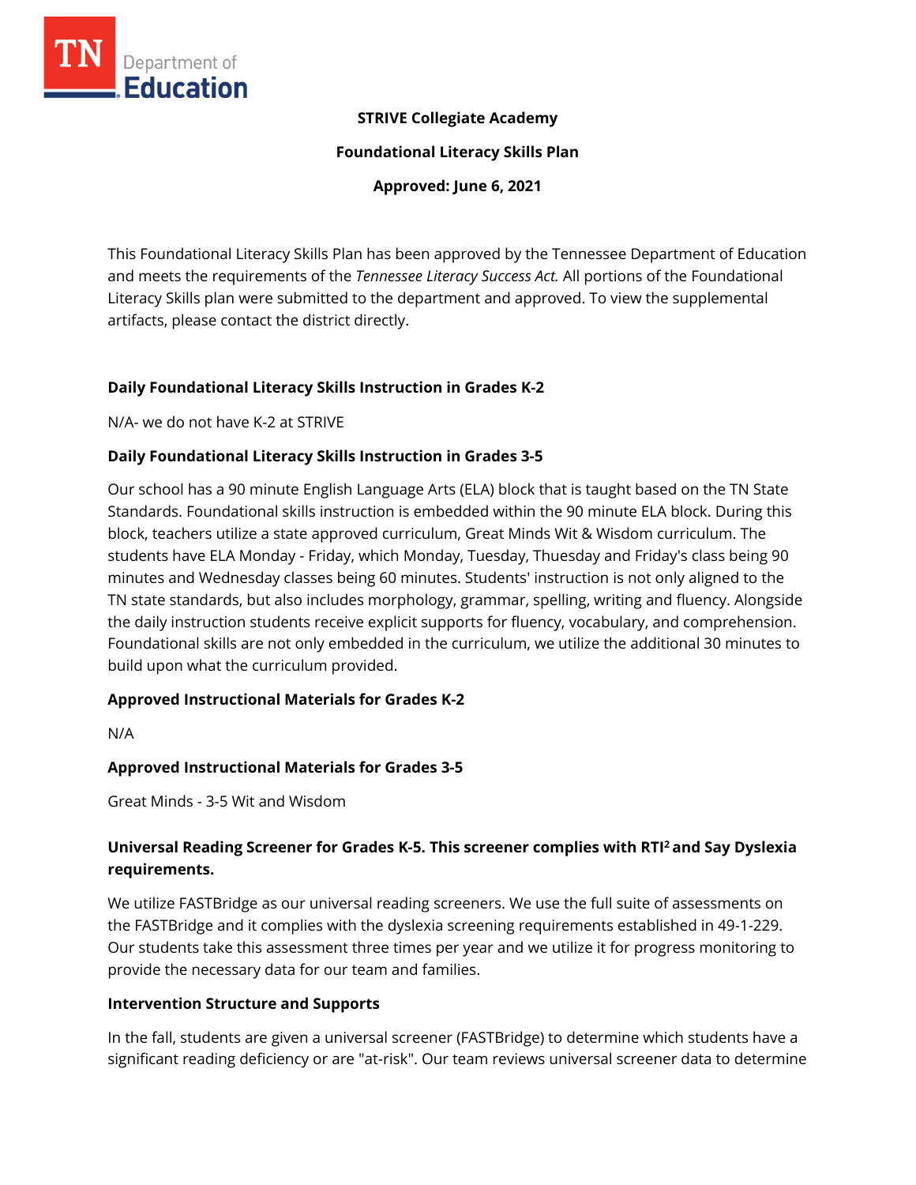**STRIVE Collegiate Academy**

**Foundational Literacy Skills Plan**

**Approved: June 6, 2021**

This Foundational Literacy Skills Plan has been approved by the Tennessee Department of Education and meets the requirements of the *Tennessee Literacy Success Act.* All portions of the Foundational Literacy Skills plan were submitted to the department and approved. To view the supplemental artifacts, please contact the district directly.

### Daily Foundational Literacy Skills Instruction in Grades K-2

N/A- we do not have K-2 at STRIVE

### Daily Foundational Literacy Skills Instruction in Grades 3-5

Our school has a 90 minute English Language Arts (ELA) block that is taught based on the TN State Standards. Foundational skills instruction is embedded within the 90 minute ELA block. During this block, teachers utilize a state approved curriculum, Great Minds Wit & Wisdom curriculum. The students have ELA Monday - Friday, which Monday, Tuesday, Thuesday and Friday's class being 90 minutes and Wednesday classes being 60 minutes. Students' instruction is not only aligned to the TN state standards, but also includes morphology, grammar, spelling, writing and fluency. Alongside the daily instruction students receive explicit supports for fluency, vocabulary, and comprehension. Foundational skills are not only embedded in the curriculum, we utilize the additional 30 minutes to build upon what the curriculum provided.

### Approved Instructional Materials for Grades K-2

N/A

### Approved Instructional Materials for Grades 3-5

Great Minds - 3-5 Wit and Wisdom

### Universal Reading Screener for Grades K-5. This screener complies with RTI² and Say Dyslexia requirements.

We utilize FASTBridge as our universal reading screeners. We use the full suite of assessments on the FASTBridge and it complies with the dyslexia screening requirements established in 49-1-229. Our students take this assessment three times per year and we utilize it for progress monitoring to provide the necessary data for our team and families.

### Intervention Structure and Supports

In the fall, students are given a universal screener (FASTBridge) to determine which students have a significant reading deficiency or are "at-risk". Our team reviews universal screener data to determine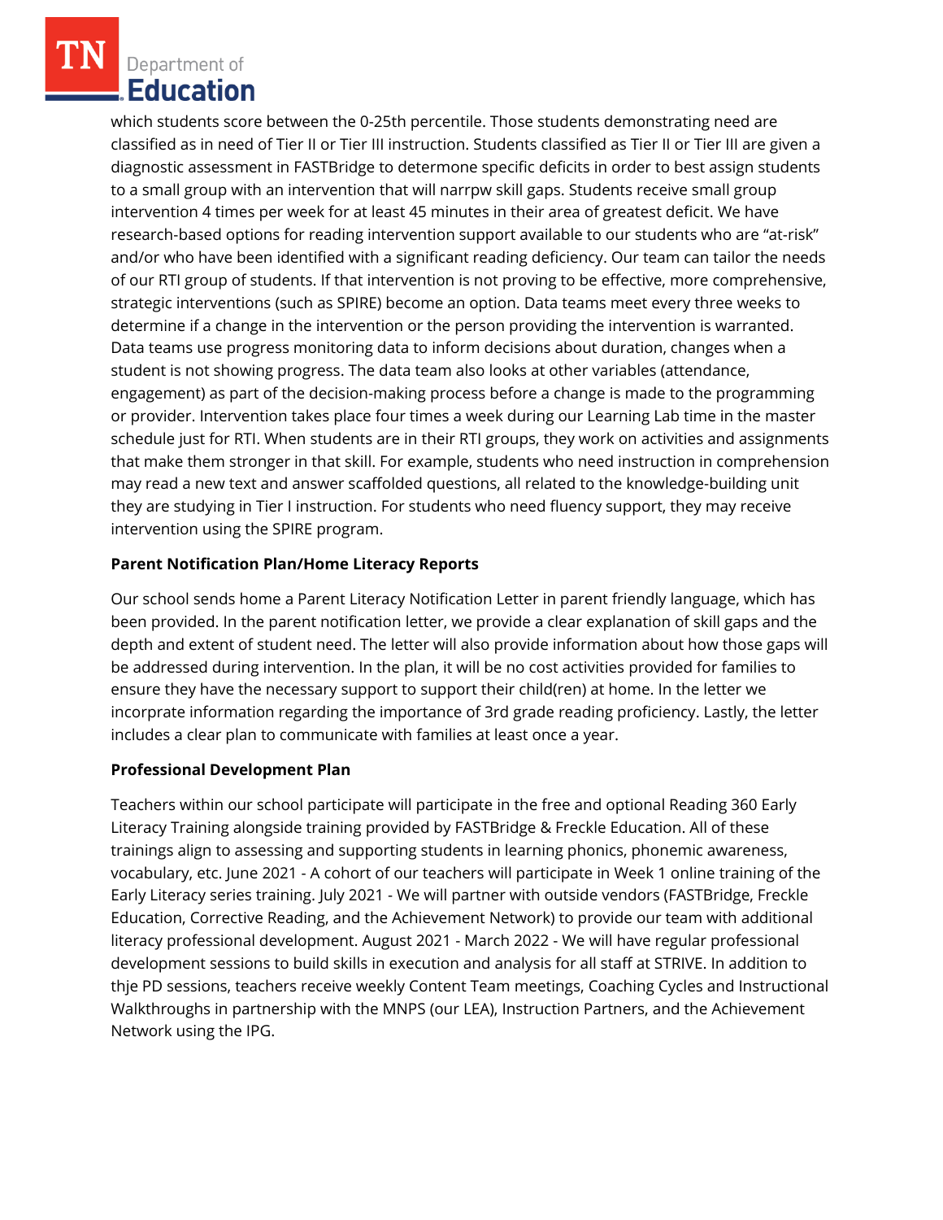which students score between the 0-25th percentile. Those students demonstrating need are classified as in need of Tier II or Tier III instruction. Students classified as Tier II or Tier III are given a diagnostic assessment in FASTBridge to determone specific deficits in order to best assign students to a small group with an intervention that will narrpw skill gaps. Students receive small group intervention 4 times per week for at least 45 minutes in their area of greatest deficit. We have research-based options for reading intervention support available to our students who are "at-risk" and/or who have been identified with a significant reading deficiency. Our team can tailor the needs of our RTI group of students. If that intervention is not proving to be effective, more comprehensive, strategic interventions (such as SPIRE) become an option. Data teams meet every three weeks to determine if a change in the intervention or the person providing the intervention is warranted. Data teams use progress monitoring data to inform decisions about duration, changes when a student is not showing progress. The data team also looks at other variables (attendance, engagement) as part of the decision-making process before a change is made to the programming or provider. Intervention takes place four times a week during our Learning Lab time in the master schedule just for RTI. When students are in their RTI groups, they work on activities and assignments that make them stronger in that skill. For example, students who need instruction in comprehension may read a new text and answer scaffolded questions, all related to the knowledge-building unit they are studying in Tier I instruction. For students who need fluency support, they may receive intervention using the SPIRE program.

**Parent Notification Plan/Home Literacy Reports**

Our school sends home a Parent Literacy Notification Letter in parent friendly language, which has been provided. In the parent notification letter, we provide a clear explanation of skill gaps and the depth and extent of student need. The letter will also provide information about how those gaps will be addressed during intervention. In the plan, it will be no cost activities provided for families to ensure they have the necessary support to support their child(ren) at home. In the letter we incorprate information regarding the importance of 3rd grade reading proficiency. Lastly, the letter includes a clear plan to communicate with families at least once a year.

**Professional Development Plan**

Teachers within our school participate will participate in the free and optional Reading 360 Early Literacy Training alongside training provided by FASTBridge & Freckle Education. All of these trainings align to assessing and supporting students in learning phonics, phonemic awareness, vocabulary, etc. June 2021 - A cohort of our teachers will participate in Week 1 online training of the Early Literacy series training. July 2021 - We will partner with outside vendors (FASTBridge, Freckle Education, Corrective Reading, and the Achievement Network) to provide our team with additional literacy professional development. August 2021 - March 2022 - We will have regular professional development sessions to build skills in execution and analysis for all staff at STRIVE. In addition to thje PD sessions, teachers receive weekly Content Team meetings, Coaching Cycles and Instructional Walkthroughs in partnership with the MNPS (our LEA), Instruction Partners, and the Achievement Network using the IPG.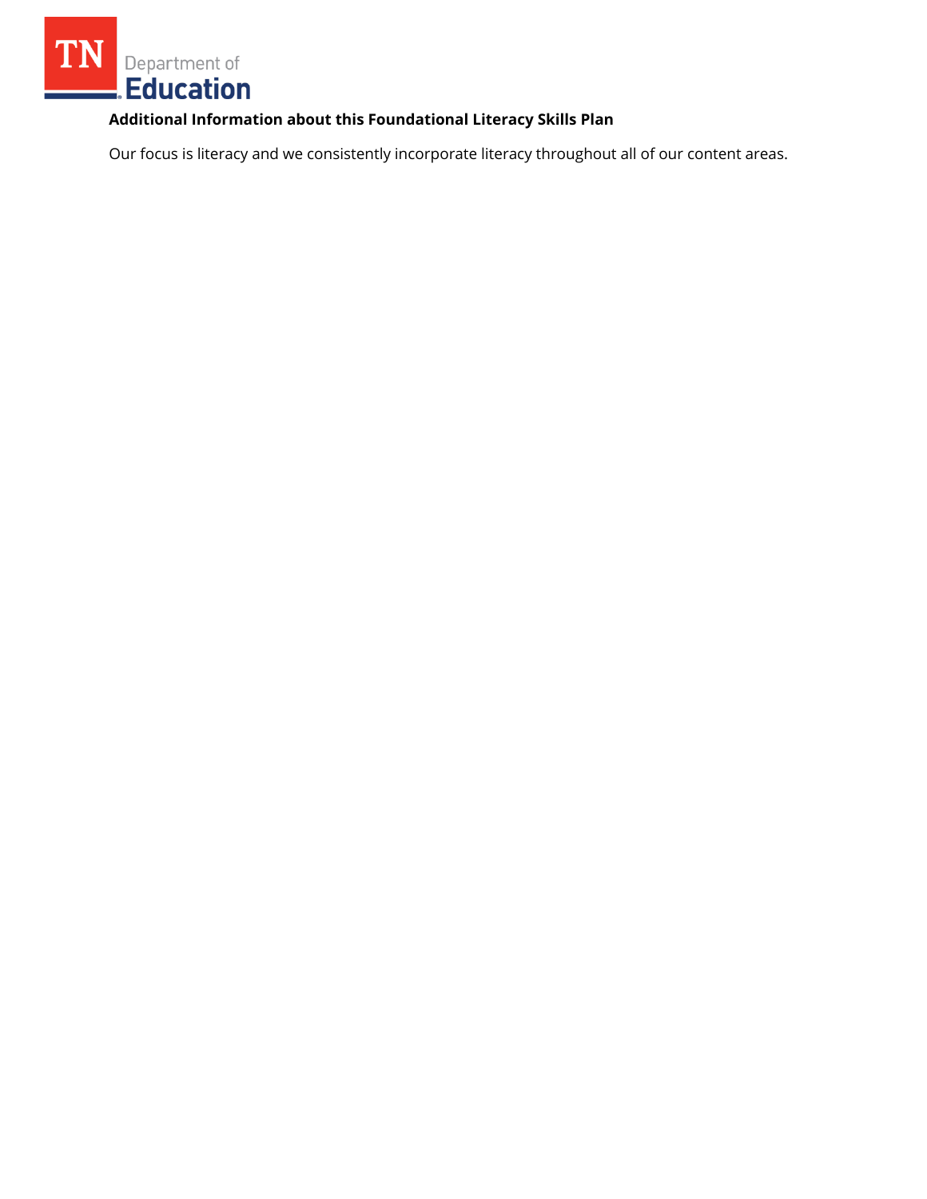**Additional Information about this Foundational Literacy Skills Plan**

Our focus is literacy and we consistently incorporate literacy throughout all of our content areas.